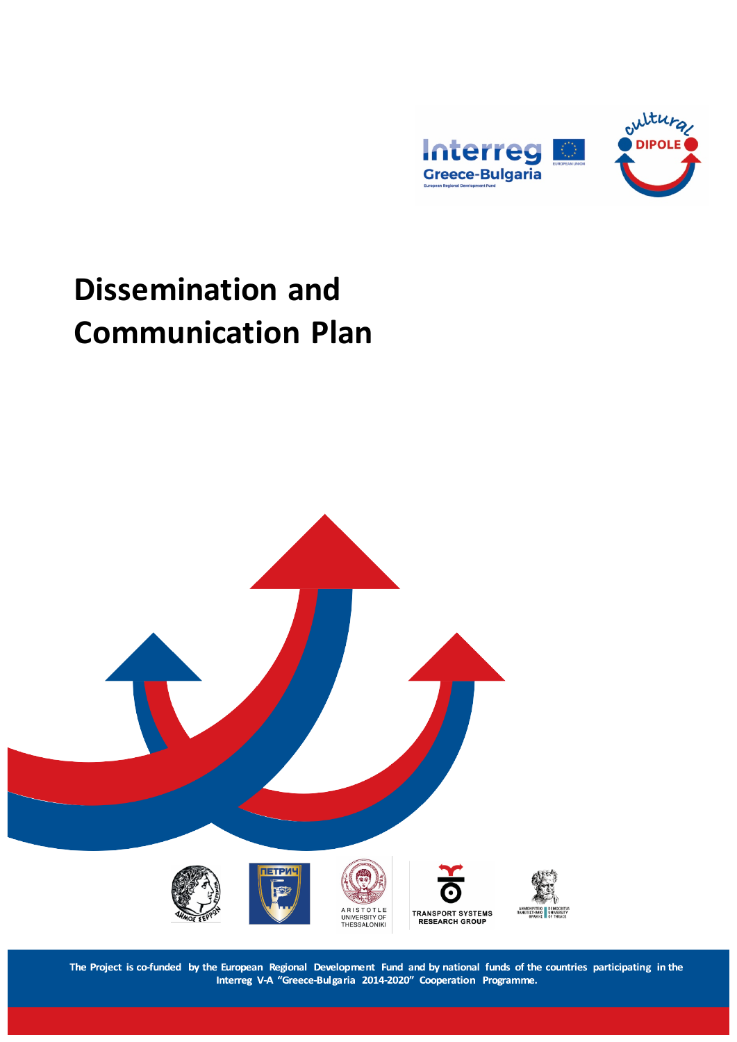# Dissemination and Communication Plan

The Project is co-funded by the European Regional Development Fund and by national funds of the countries participating in the Interreg V-A "Greece-Bulgaria 2014-2020" Cooperation Programme.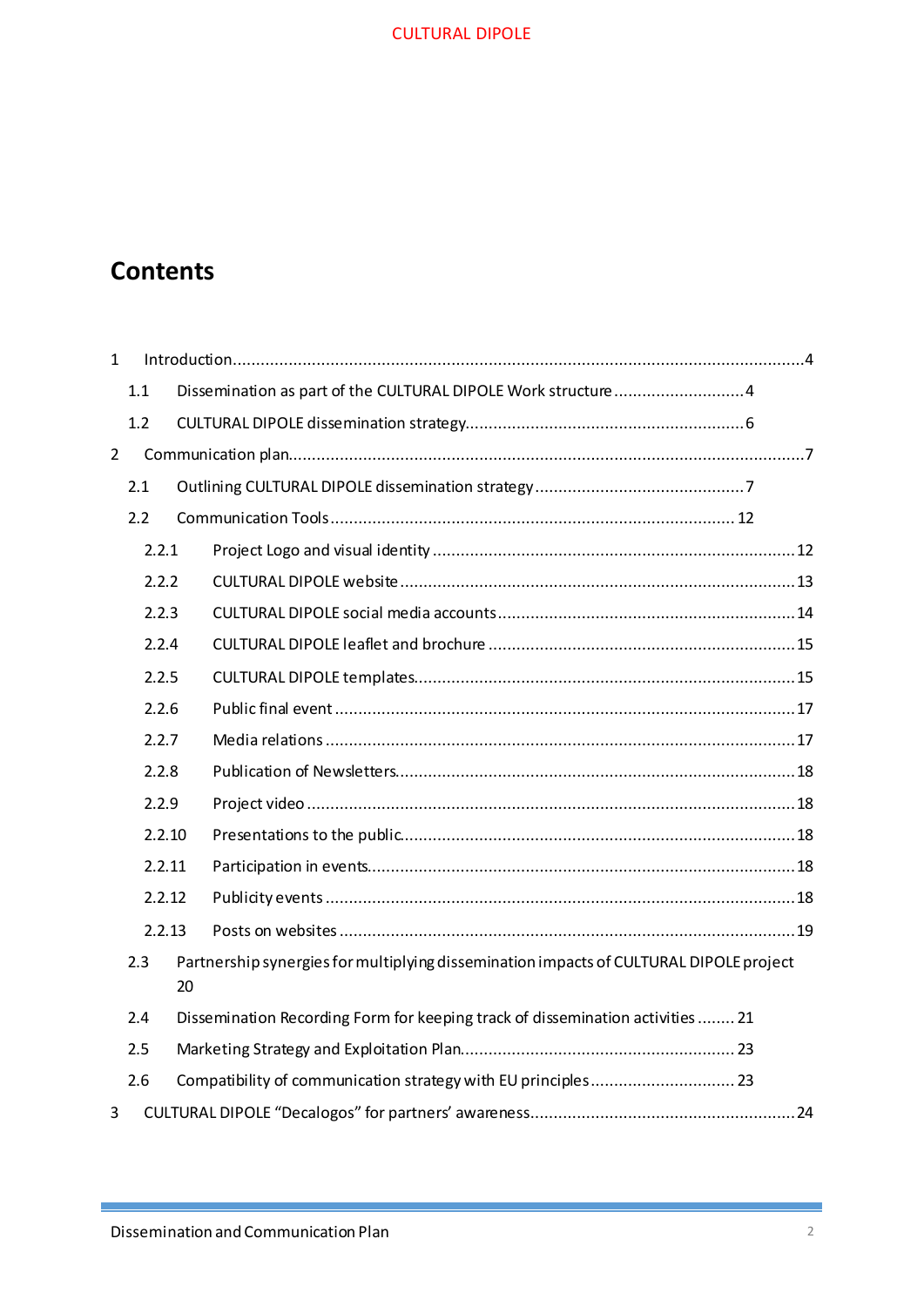# Contents

1 Introduction ........................................................................................................................4

  1.1 Dissemination as part of the CULTURAL DIPOLE Work structure ............................4

  1.2 CULTURAL DIPOLE dissemination strategy.............................................................6

2 Communication plan.............................................................................................................7

  2.1 Outlining CULTURAL DIPOLE dissemination strategy ...............................................7

  2.2 Communication Tools ............................................................................................ 12

    2.2.1 Project Logo and visual identity ....................................................................... 12

    2.2.2 CULTURAL DIPOLE website ........................................................................... 13

    2.2.3 CULTURAL DIPOLE social media accounts ...................................................... 14

    2.2.4 CULTURAL DIPOLE leaflet and brochure ........................................................ 15

    2.2.5 CULTURAL DIPOLE templates......................................................................... 15

    2.2.6 Public final event ............................................................................................ 17

    2.2.7 Media relations ............................................................................................... 17

    2.2.8 Publication of Newsletters............................................................................... 18

    2.2.9 Project video ................................................................................................... 18

    2.2.10 Presentations to the public.............................................................................. 18

    2.2.11 Participation in events..................................................................................... 18

    2.2.12 Publicity events ............................................................................................... 18

    2.2.13 Posts on websites ............................................................................................ 19

  2.3 Partnership synergies for multiplying dissemination impacts of CULTURAL DIPOLE project 20

  2.4 Dissemination Recording Form for keeping track of dissemination activities ........ 21

  2.5 Marketing Strategy and Exploitation Plan.............................................................. 23

  2.6 Compatibility of communication strategy with EU principles ............................... 23

3 CULTURAL DIPOLE “Decalogos” for partners’ awareness.................................................. 24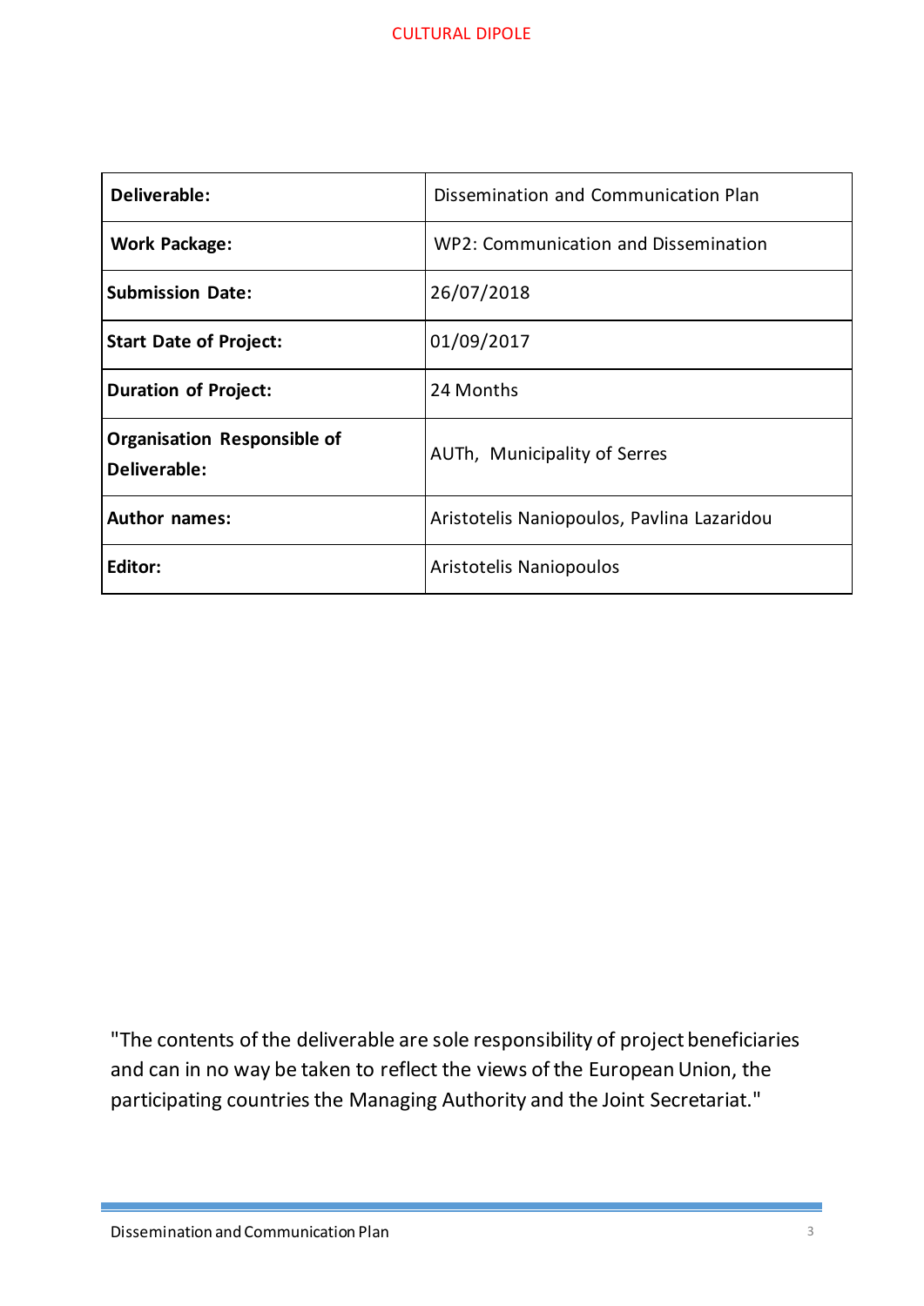| **Deliverable:** | Dissemination and Communication Plan |
| --- | --- |
| **Work Package:** | WP2: Communication and Dissemination |
| **Submission Date:** | 26/07/2018 |
| **Start Date of Project:** | 01/09/2017 |
| **Duration of Project:** | 24 Months |
| **Organisation Responsible of Deliverable:** | AUTh, Municipality of Serres |
| **Author names:** | Aristotelis Naniopoulos, Pavlina Lazaridou |
| **Editor:** | Aristotelis Naniopoulos |

"The contents of the deliverable are sole responsibility of project beneficiaries and can in no way be taken to reflect the views of the European Union, the participating countries the Managing Authority and the Joint Secretariat."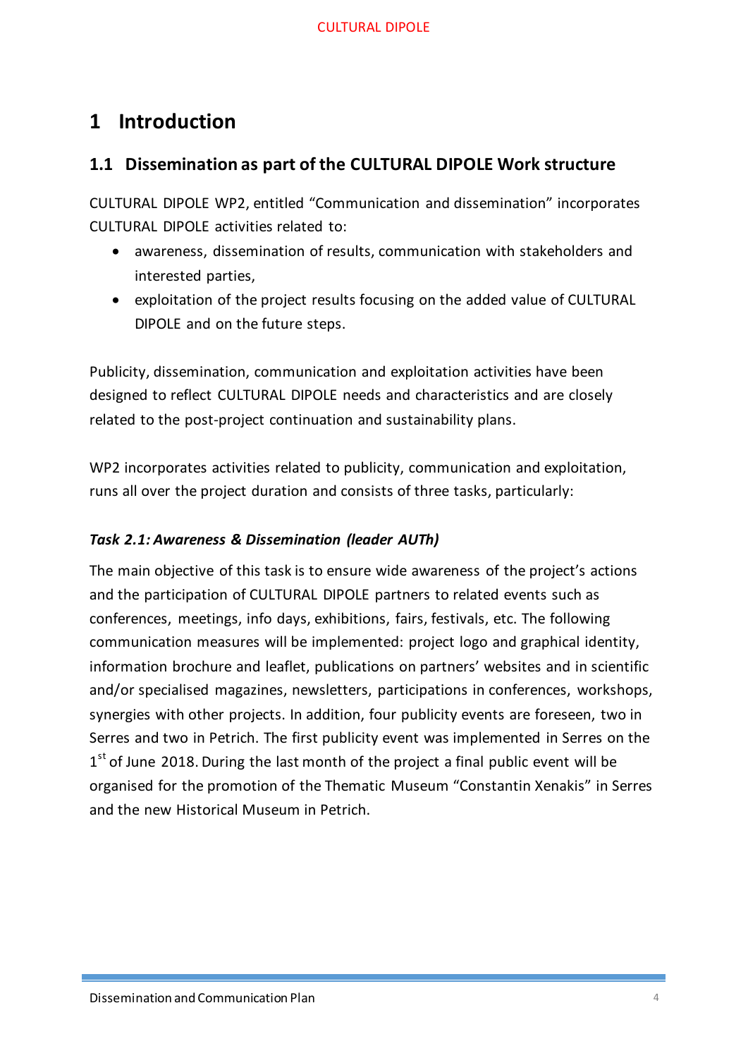# 1 Introduction

## 1.1 Dissemination as part of the CULTURAL DIPOLE Work structure

CULTURAL DIPOLE WP2, entitled "Communication and dissemination" incorporates CULTURAL DIPOLE activities related to:

- awareness, dissemination of results, communication with stakeholders and interested parties,
- exploitation of the project results focusing on the added value of CULTURAL DIPOLE and on the future steps.

Publicity, dissemination, communication and exploitation activities have been designed to reflect CULTURAL DIPOLE needs and characteristics and are closely related to the post-project continuation and sustainability plans.

WP2 incorporates activities related to publicity, communication and exploitation, runs all over the project duration and consists of three tasks, particularly:

***Task 2.1: Awareness & Dissemination (leader AUTh)***

The main objective of this task is to ensure wide awareness of the project's actions and the participation of CULTURAL DIPOLE partners to related events such as conferences, meetings, info days, exhibitions, fairs, festivals, etc. The following communication measures will be implemented: project logo and graphical identity, information brochure and leaflet, publications on partners' websites and in scientific and/or specialised magazines, newsletters, participations in conferences, workshops, synergies with other projects. In addition, four publicity events are foreseen, two in Serres and two in Petrich. The first publicity event was implemented in Serres on the 1st of June 2018. During the last month of the project a final public event will be organised for the promotion of the Thematic Museum "Constantin Xenakis" in Serres and the new Historical Museum in Petrich.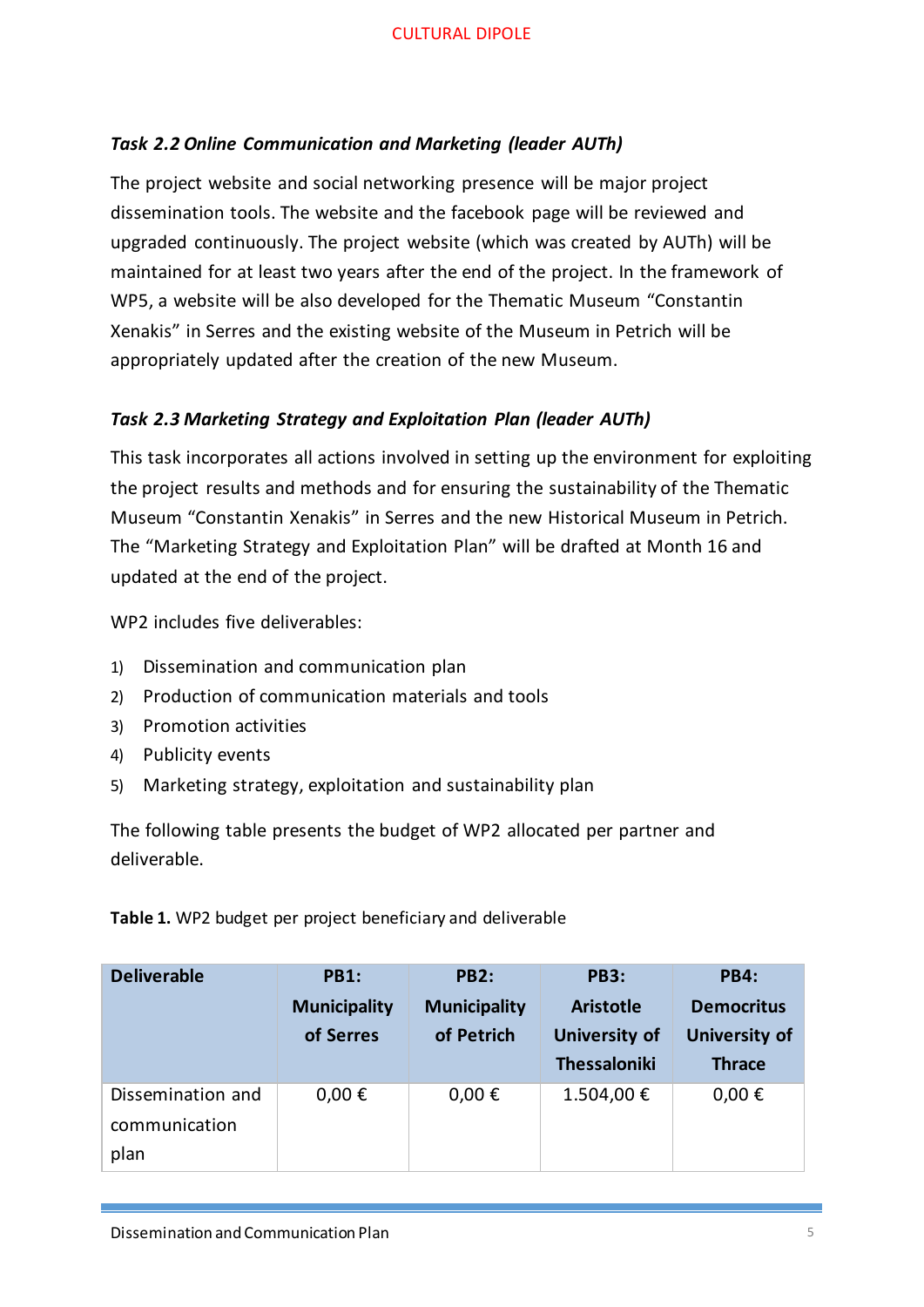### *Task 2.2 Online Communication and Marketing (leader AUTh)*

The project website and social networking presence will be major project dissemination tools. The website and the facebook page will be reviewed and upgraded continuously. The project website (which was created by AUTh) will be maintained for at least two years after the end of the project. In the framework of WP5, a website will be also developed for the Thematic Museum "Constantin Xenakis" in Serres and the existing website of the Museum in Petrich will be appropriately updated after the creation of the new Museum.

### *Task 2.3 Marketing Strategy and Exploitation Plan (leader AUTh)*

This task incorporates all actions involved in setting up the environment for exploiting the project results and methods and for ensuring the sustainability of the Thematic Museum "Constantin Xenakis" in Serres and the new Historical Museum in Petrich. The "Marketing Strategy and Exploitation Plan" will be drafted at Month 16 and updated at the end of the project.

WP2 includes five deliverables:

1) Dissemination and communication plan
2) Production of communication materials and tools
3) Promotion activities
4) Publicity events
5) Marketing strategy, exploitation and sustainability plan

The following table presents the budget of WP2 allocated per partner and deliverable.

**Table 1.** WP2 budget per project beneficiary and deliverable

| **Deliverable** | **PB1: Municipality of Serres** | **PB2: Municipality of Petrich** | **PB3: Aristotle University of Thessaloniki** | **PB4: Democritus University of Thrace** |
|---|---|---|---|---|
| Dissemination and communication plan | 0,00 € | 0,00 € | 1.504,00 € | 0,00 € |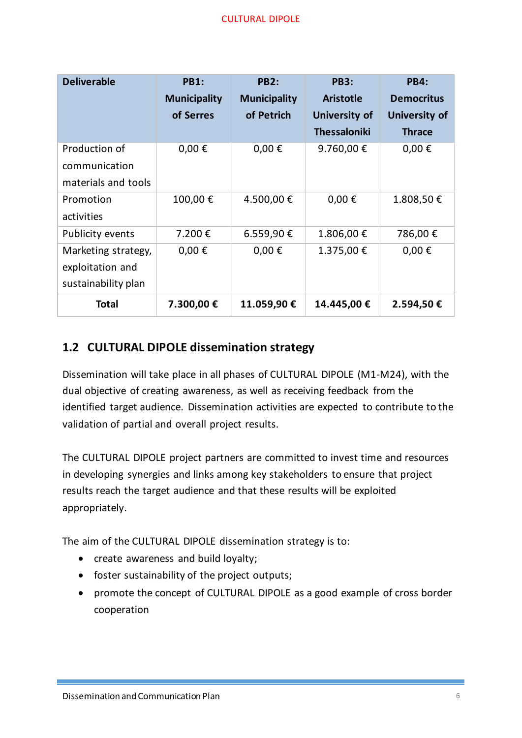| Deliverable | PB1: Municipality of Serres | PB2: Municipality of Petrich | PB3: Aristotle University of Thessaloniki | PB4: Democritus University of Thrace |
|---|---|---|---|---|
| Production of communication materials and tools | 0,00 € | 0,00 € | 9.760,00 € | 0,00 € |
| Promotion activities | 100,00 € | 4.500,00 € | 0,00 € | 1.808,50 € |
| Publicity events | 7.200 € | 6.559,90 € | 1.806,00 € | 786,00 € |
| Marketing strategy, exploitation and sustainability plan | 0,00 € | 0,00 € | 1.375,00 € | 0,00 € |
| **Total** | **7.300,00 €** | **11.059,90 €** | **14.445,00 €** | **2.594,50 €** |

## 1.2 CULTURAL DIPOLE dissemination strategy

Dissemination will take place in all phases of CULTURAL DIPOLE (M1-M24), with the dual objective of creating awareness, as well as receiving feedback from the identified target audience. Dissemination activities are expected to contribute to the validation of partial and overall project results.

The CULTURAL DIPOLE project partners are committed to invest time and resources in developing synergies and links among key stakeholders to ensure that project results reach the target audience and that these results will be exploited appropriately.

The aim of the CULTURAL DIPOLE dissemination strategy is to:

- create awareness and build loyalty;
- foster sustainability of the project outputs;
- promote the concept of CULTURAL DIPOLE as a good example of cross border cooperation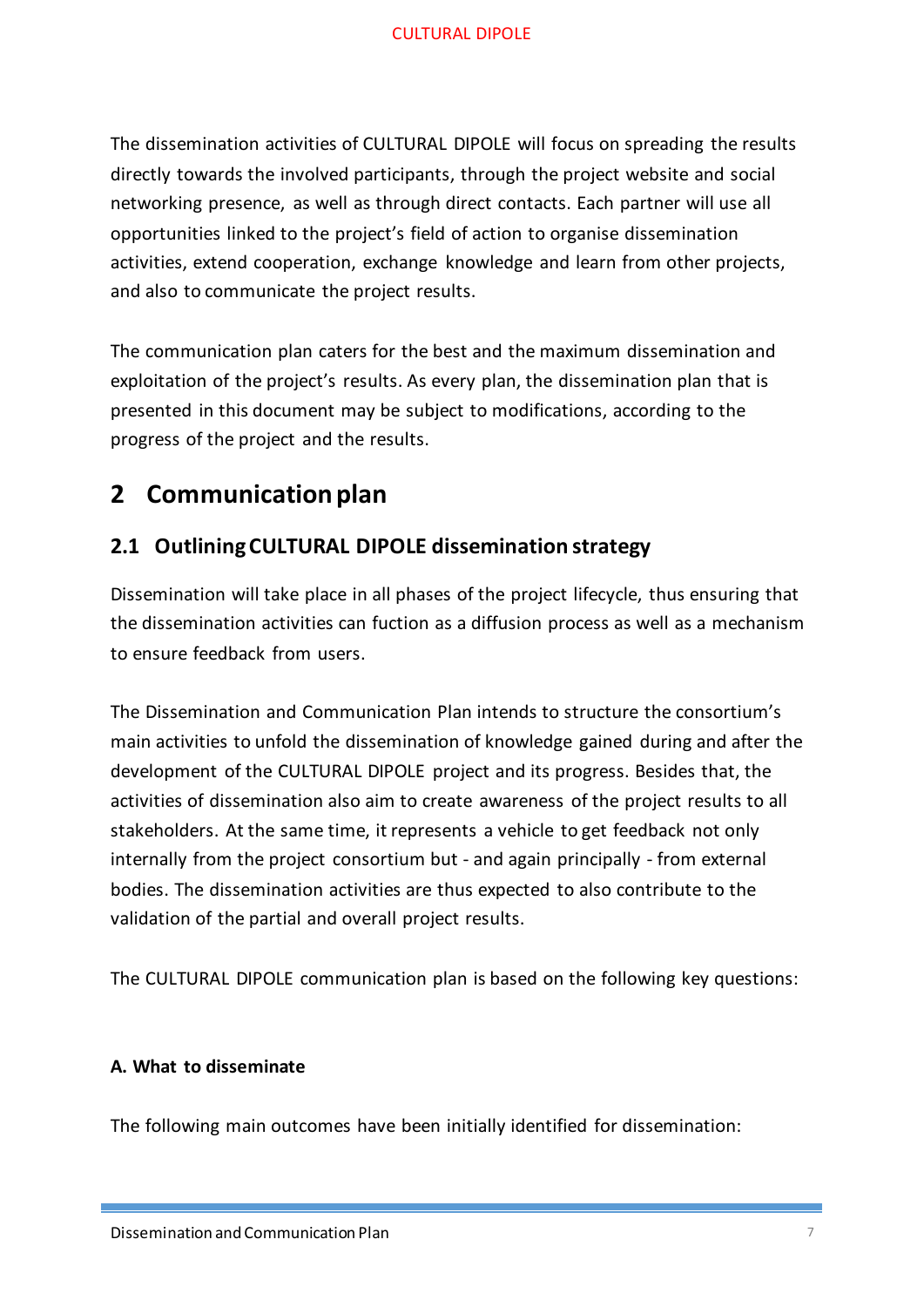The dissemination activities of CULTURAL DIPOLE will focus on spreading the results directly towards the involved participants, through the project website and social networking presence, as well as through direct contacts. Each partner will use all opportunities linked to the project's field of action to organise dissemination activities, extend cooperation, exchange knowledge and learn from other projects, and also to communicate the project results.

The communication plan caters for the best and the maximum dissemination and exploitation of the project's results. As every plan, the dissemination plan that is presented in this document may be subject to modifications, according to the progress of the project and the results.

# 2 Communication plan

## 2.1 Outlining CULTURAL DIPOLE dissemination strategy

Dissemination will take place in all phases of the project lifecycle, thus ensuring that the dissemination activities can fuction as a diffusion process as well as a mechanism to ensure feedback from users.

The Dissemination and Communication Plan intends to structure the consortium's main activities to unfold the dissemination of knowledge gained during and after the development of the CULTURAL DIPOLE project and its progress. Besides that, the activities of dissemination also aim to create awareness of the project results to all stakeholders. At the same time, it represents a vehicle to get feedback not only internally from the project consortium but - and again principally - from external bodies. The dissemination activities are thus expected to also contribute to the validation of the partial and overall project results.

The CULTURAL DIPOLE communication plan is based on the following key questions:

**A. What to disseminate**

The following main outcomes have been initially identified for dissemination: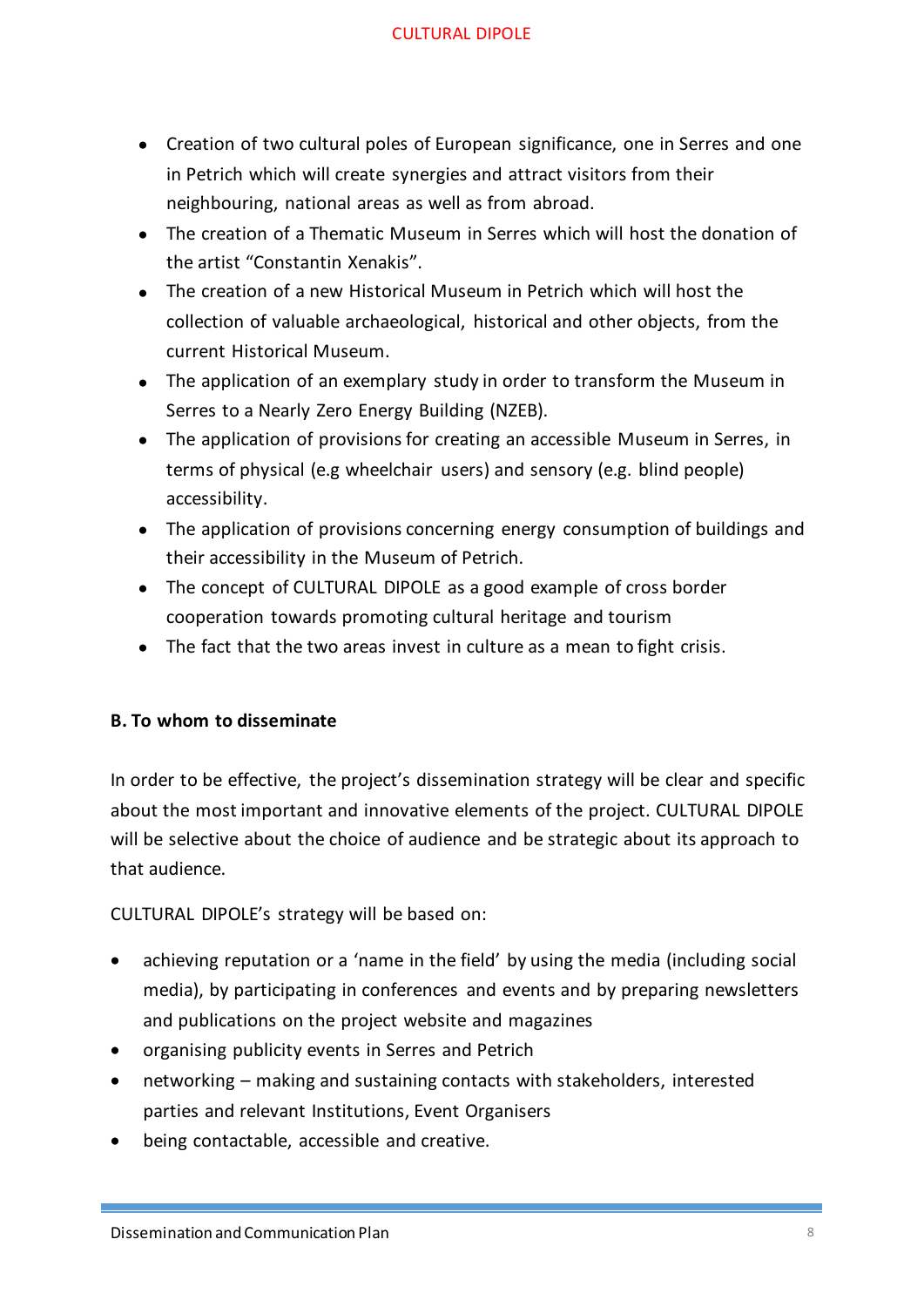- Creation of two cultural poles of European significance, one in Serres and one in Petrich which will create synergies and attract visitors from their neighbouring, national areas as well as from abroad.
- The creation of a Thematic Museum in Serres which will host the donation of the artist "Constantin Xenakis".
- The creation of a new Historical Museum in Petrich which will host the collection of valuable archaeological, historical and other objects, from the current Historical Museum.
- The application of an exemplary study in order to transform the Museum in Serres to a Nearly Zero Energy Building (NZEB).
- The application of provisions for creating an accessible Museum in Serres, in terms of physical (e.g wheelchair users) and sensory (e.g. blind people) accessibility.
- The application of provisions concerning energy consumption of buildings and their accessibility in the Museum of Petrich.
- The concept of CULTURAL DIPOLE as a good example of cross border cooperation towards promoting cultural heritage and tourism
- The fact that the two areas invest in culture as a mean to fight crisis.

**B. To whom to disseminate**

In order to be effective, the project's dissemination strategy will be clear and specific about the most important and innovative elements of the project. CULTURAL DIPOLE will be selective about the choice of audience and be strategic about its approach to that audience.

CULTURAL DIPOLE's strategy will be based on:

- achieving reputation or a 'name in the field' by using the media (including social media), by participating in conferences and events and by preparing newsletters and publications on the project website and magazines
- organising publicity events in Serres and Petrich
- networking – making and sustaining contacts with stakeholders, interested parties and relevant Institutions, Event Organisers
- being contactable, accessible and creative.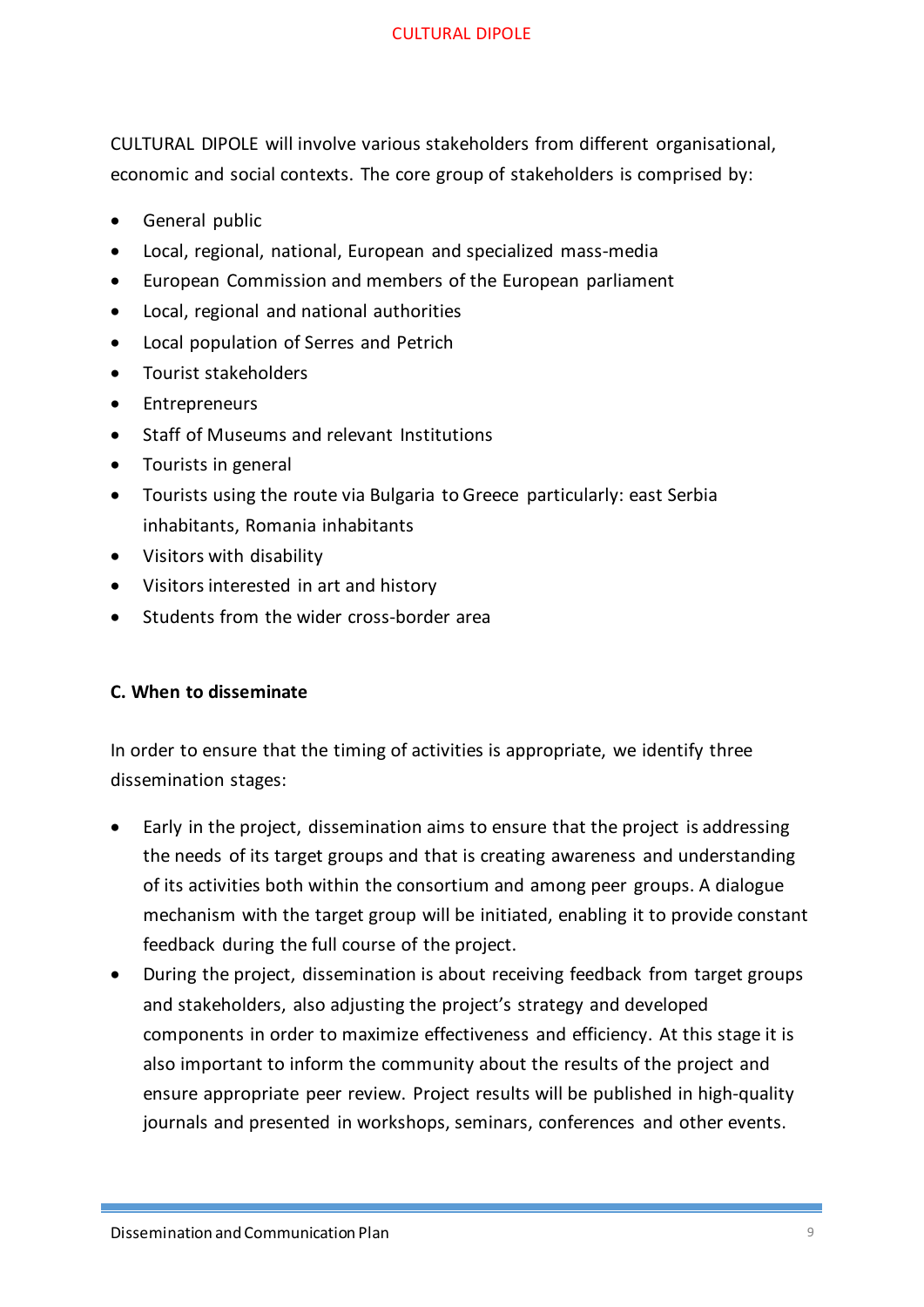CULTURAL DIPOLE will involve various stakeholders from different organisational, economic and social contexts. The core group of stakeholders is comprised by:

- General public
- Local, regional, national, European and specialized mass-media
- European Commission and members of the European parliament
- Local, regional and national authorities
- Local population of Serres and Petrich
- Tourist stakeholders
- Entrepreneurs
- Staff of Museums and relevant Institutions
- Tourists in general
- Tourists using the route via Bulgaria to Greece particularly: east Serbia inhabitants, Romania inhabitants
- Visitors with disability
- Visitors interested in art and history
- Students from the wider cross-border area

**C. When to disseminate**

In order to ensure that the timing of activities is appropriate, we identify three dissemination stages:

- Early in the project, dissemination aims to ensure that the project is addressing the needs of its target groups and that is creating awareness and understanding of its activities both within the consortium and among peer groups. A dialogue mechanism with the target group will be initiated, enabling it to provide constant feedback during the full course of the project.
- During the project, dissemination is about receiving feedback from target groups and stakeholders, also adjusting the project's strategy and developed components in order to maximize effectiveness and efficiency. At this stage it is also important to inform the community about the results of the project and ensure appropriate peer review. Project results will be published in high-quality journals and presented in workshops, seminars, conferences and other events.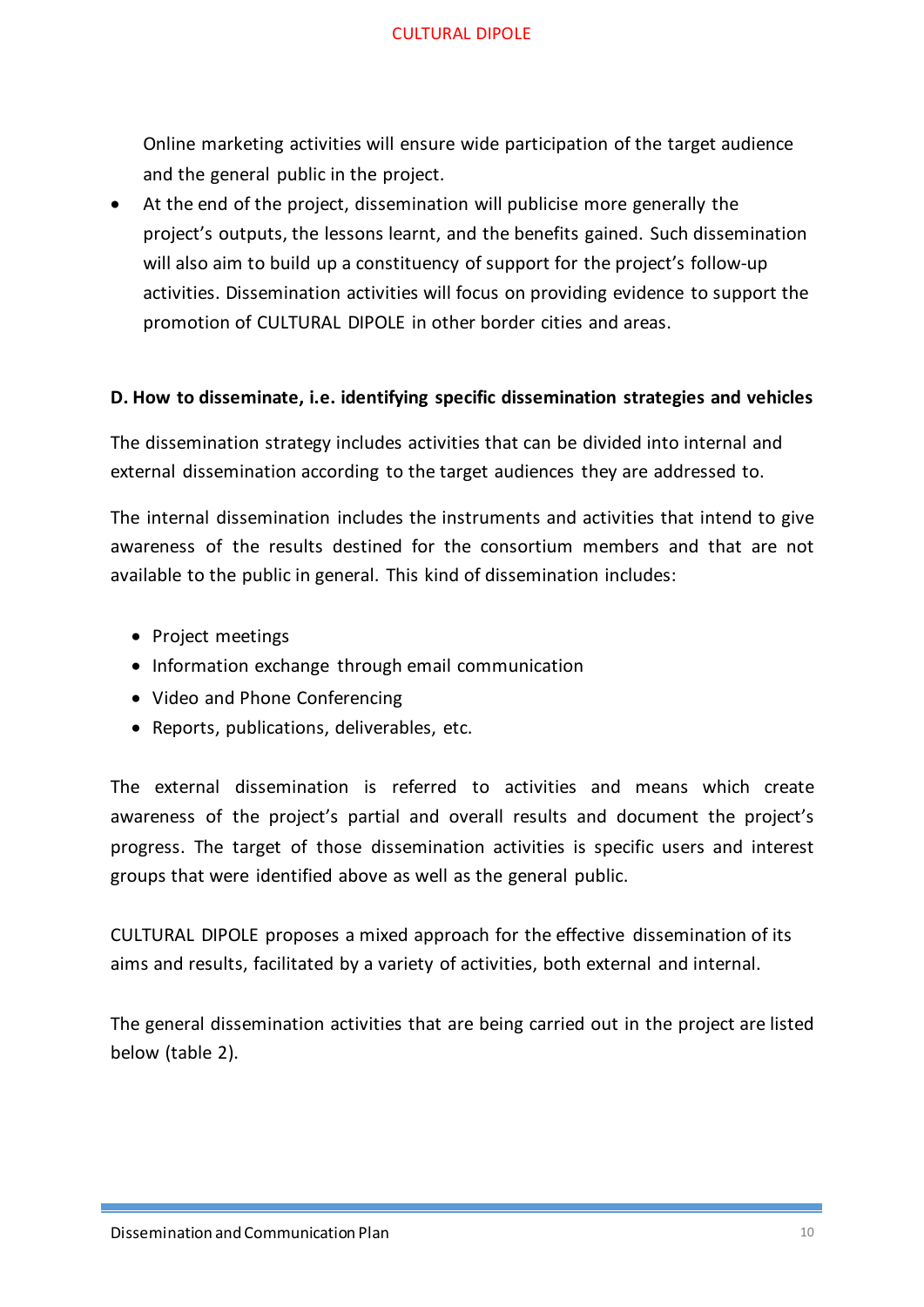Online marketing activities will ensure wide participation of the target audience and the general public in the project.

- At the end of the project, dissemination will publicise more generally the project's outputs, the lessons learnt, and the benefits gained. Such dissemination will also aim to build up a constituency of support for the project's follow-up activities. Dissemination activities will focus on providing evidence to support the promotion of CULTURAL DIPOLE in other border cities and areas.

**D. How to disseminate, i.e. identifying specific dissemination strategies and vehicles**

The dissemination strategy includes activities that can be divided into internal and external dissemination according to the target audiences they are addressed to.

The internal dissemination includes the instruments and activities that intend to give awareness of the results destined for the consortium members and that are not available to the public in general. This kind of dissemination includes:

- Project meetings
- Information exchange through email communication
- Video and Phone Conferencing
- Reports, publications, deliverables, etc.

The external dissemination is referred to activities and means which create awareness of the project's partial and overall results and document the project's progress. The target of those dissemination activities is specific users and interest groups that were identified above as well as the general public.

CULTURAL DIPOLE proposes a mixed approach for the effective dissemination of its aims and results, facilitated by a variety of activities, both external and internal.

The general dissemination activities that are being carried out in the project are listed below (table 2).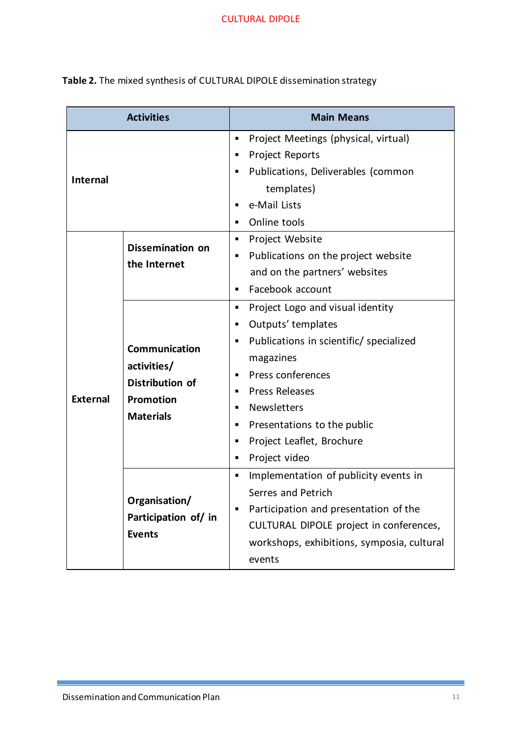**Table 2.** The mixed synthesis of CULTURAL DIPOLE dissemination strategy

| Activities | | Main Means |
|---|---|---|
| **Internal** | | ▪ Project Meetings (physical, virtual)<br>▪ Project Reports<br>▪ Publications, Deliverables (common templates)<br>▪ e-Mail Lists<br>▪ Online tools |
| **External** | **Dissemination on the Internet** | ▪ Project Website<br>▪ Publications on the project website and on the partners' websites<br>▪ Facebook account |
| | **Communication activities/ Distribution of Promotion Materials** | ▪ Project Logo and visual identity<br>▪ Outputs' templates<br>▪ Publications in scientific/ specialized magazines<br>▪ Press conferences<br>▪ Press Releases<br>▪ Newsletters<br>▪ Presentations to the public<br>▪ Project Leaflet, Brochure<br>▪ Project video |
| | **Organisation/ Participation of/ in Events** | ▪ Implementation of publicity events in Serres and Petrich<br>▪ Participation and presentation of the CULTURAL DIPOLE project in conferences, workshops, exhibitions, symposia, cultural events |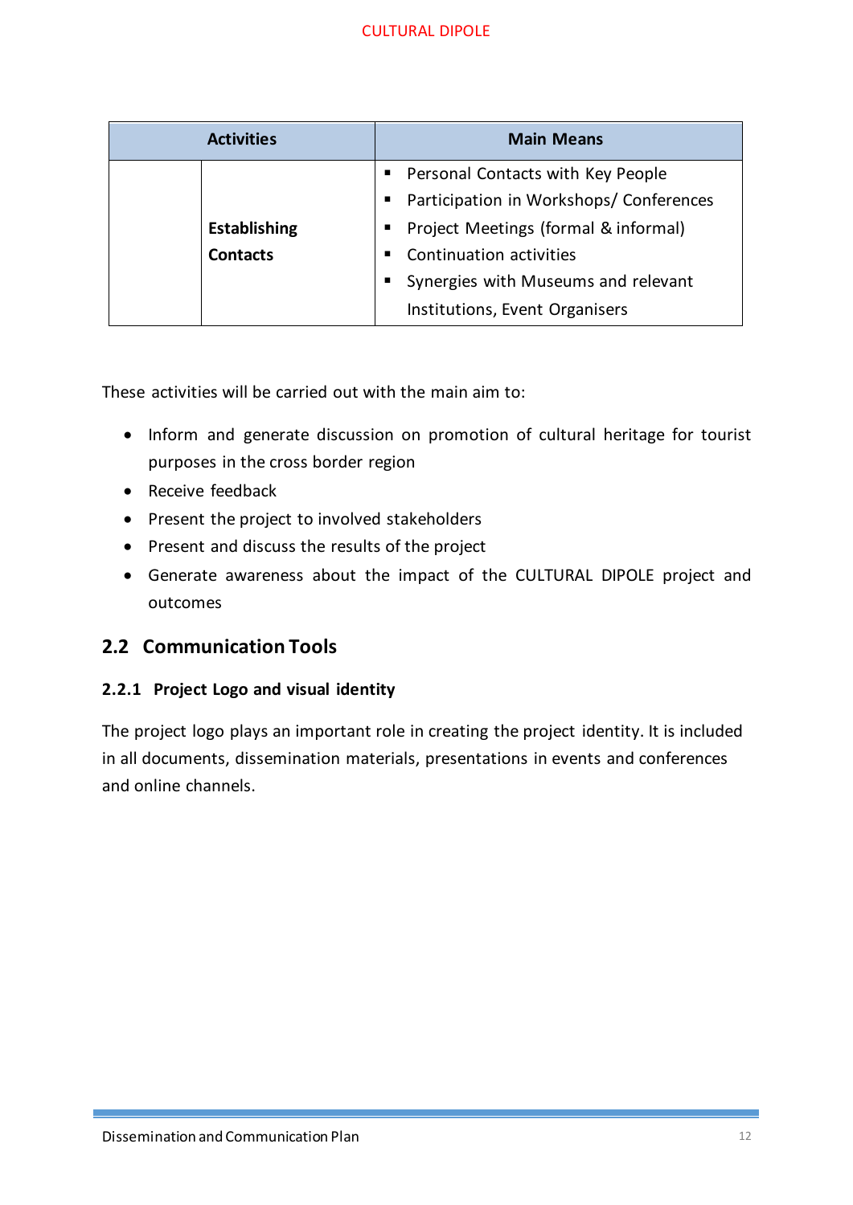| Activities | | Main Means |
|---|---|---|
| | **Establishing Contacts** | ▪ Personal Contacts with Key People<br>▪ Participation in Workshops/ Conferences<br>▪ Project Meetings (formal & informal)<br>▪ Continuation activities<br>▪ Synergies with Museums and relevant Institutions, Event Organisers |

These activities will be carried out with the main aim to:

- Inform and generate discussion on promotion of cultural heritage for tourist purposes in the cross border region
- Receive feedback
- Present the project to involved stakeholders
- Present and discuss the results of the project
- Generate awareness about the impact of the CULTURAL DIPOLE project and outcomes

## 2.2 Communication Tools

### 2.2.1 Project Logo and visual identity

The project logo plays an important role in creating the project identity. It is included in all documents, dissemination materials, presentations in events and conferences and online channels.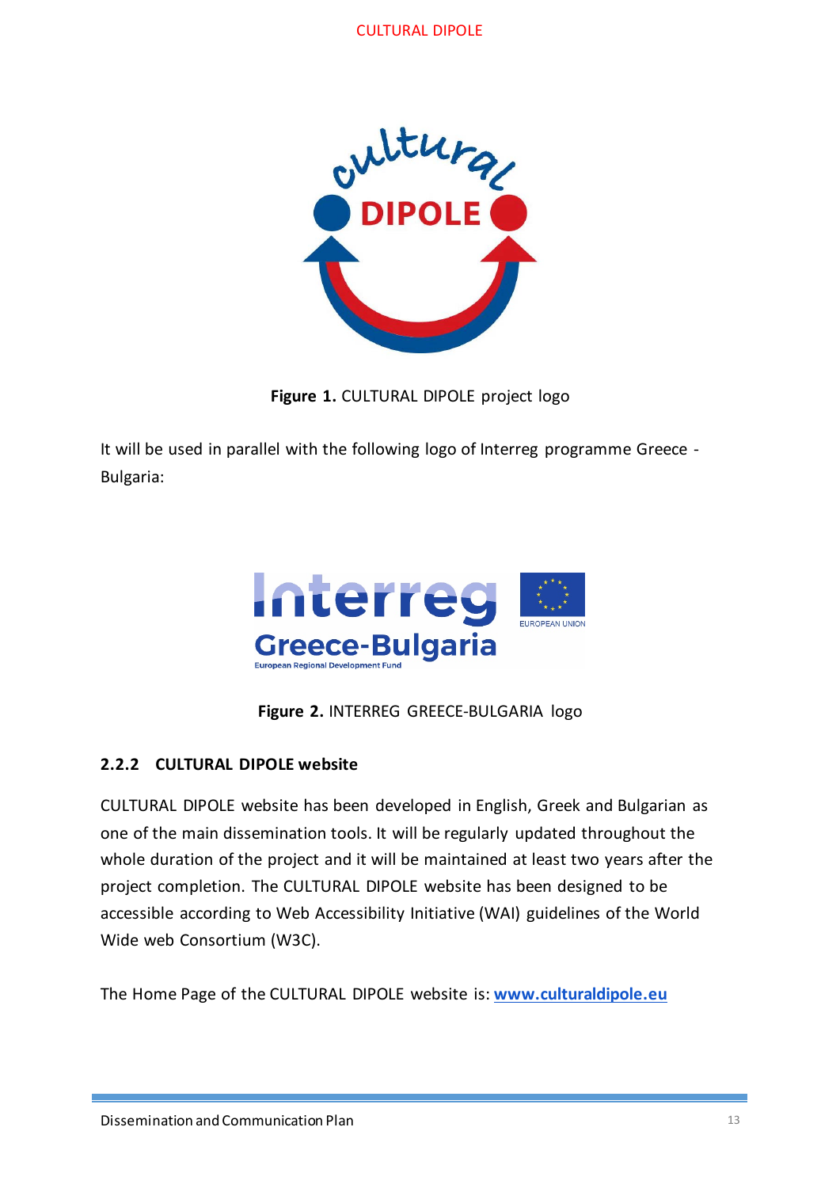**Figure 1.** CULTURAL DIPOLE project logo

It will be used in parallel with the following logo of Interreg programme Greece - Bulgaria:

**Figure 2.** INTERREG GREECE-BULGARIA logo

### 2.2.2 CULTURAL DIPOLE website

CULTURAL DIPOLE website has been developed in English, Greek and Bulgarian as one of the main dissemination tools. It will be regularly updated throughout the whole duration of the project and it will be maintained at least two years after the project completion. The CULTURAL DIPOLE website has been designed to be accessible according to Web Accessibility Initiative (WAI) guidelines of the World Wide web Consortium (W3C).

The Home Page of the CULTURAL DIPOLE website is: **www.culturaldipole.eu**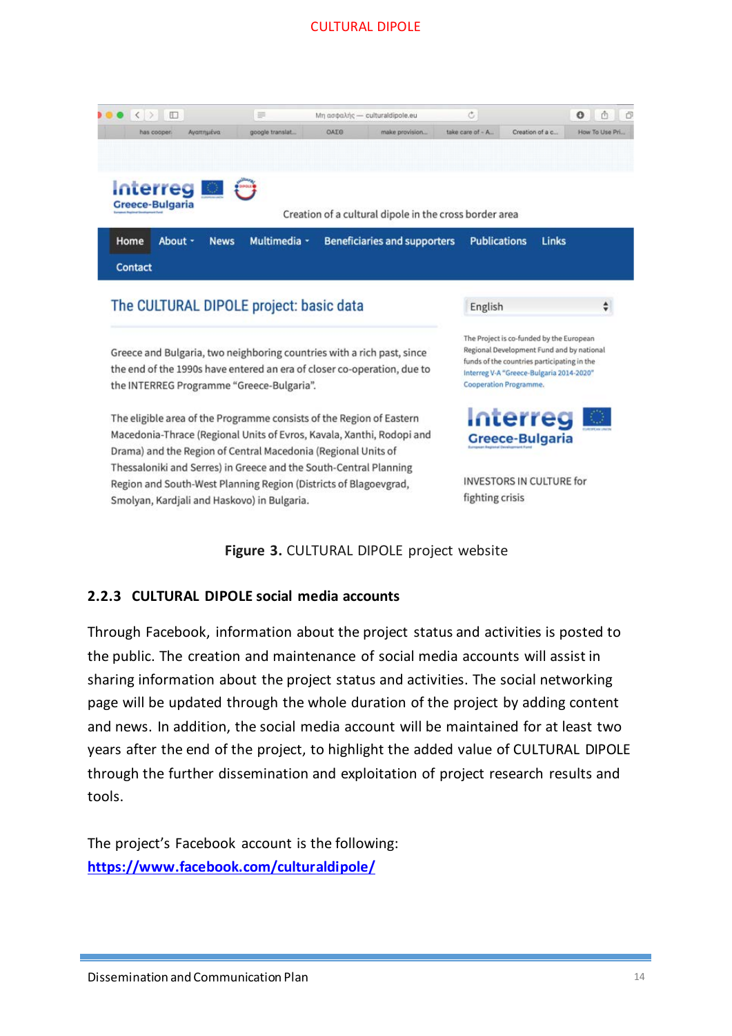Figure 3. CULTURAL DIPOLE project website

### 2.2.3 CULTURAL DIPOLE social media accounts

Through Facebook, information about the project status and activities is posted to the public. The creation and maintenance of social media accounts will assist in sharing information about the project status and activities. The social networking page will be updated through the whole duration of the project by adding content and news. In addition, the social media account will be maintained for at least two years after the end of the project, to highlight the added value of CULTURAL DIPOLE through the further dissemination and exploitation of project research results and tools.

The project's Facebook account is the following:
[https://www.facebook.com/culturaldipole/](https://www.facebook.com/culturaldipole/)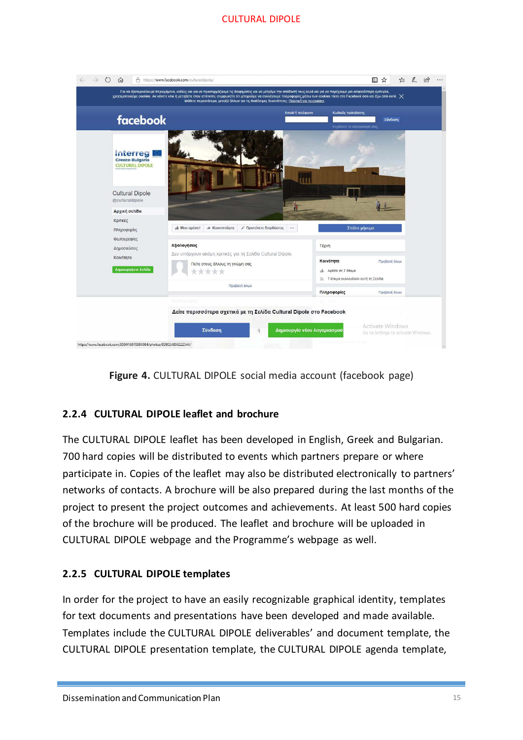**Figure 4.** CULTURAL DIPOLE social media account (facebook page)

### 2.2.4 CULTURAL DIPOLE leaflet and brochure

The CULTURAL DIPOLE leaflet has been developed in English, Greek and Bulgarian. 700 hard copies will be distributed to events which partners prepare or where participate in. Copies of the leaflet may also be distributed electronically to partners' networks of contacts. A brochure will be also prepared during the last months of the project to present the project outcomes and achievements. At least 500 hard copies of the brochure will be produced. The leaflet and brochure will be uploaded in CULTURAL DIPOLE webpage and the Programme's webpage as well.

### 2.2.5 CULTURAL DIPOLE templates

In order for the project to have an easily recognizable graphical identity, templates for text documents and presentations have been developed and made available. Templates include the CULTURAL DIPOLE deliverables' and document template, the CULTURAL DIPOLE presentation template, the CULTURAL DIPOLE agenda template,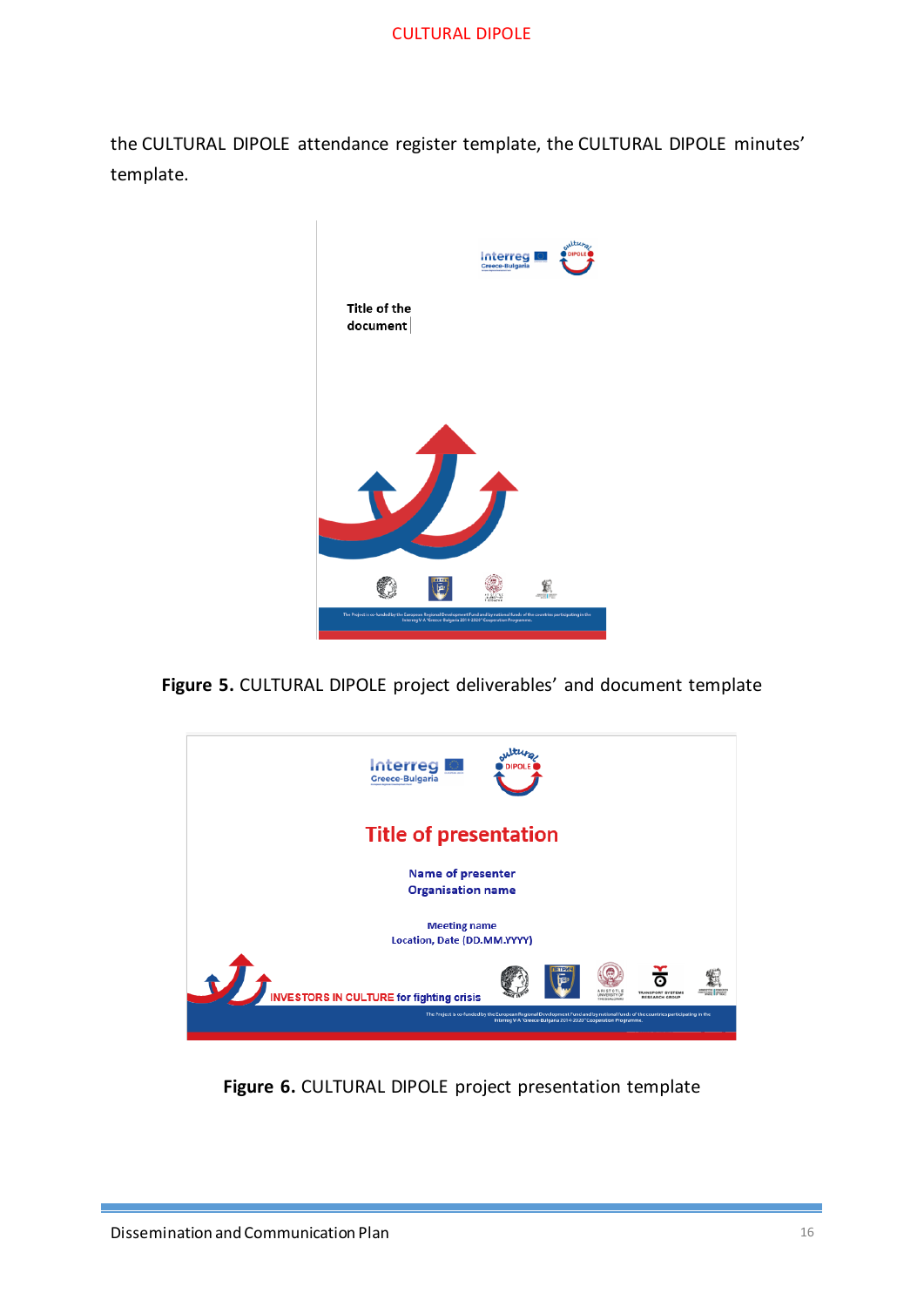the CULTURAL DIPOLE attendance register template, the CULTURAL DIPOLE minutes' template.

**Figure 5.** CULTURAL DIPOLE project deliverables' and document template

**Figure 6.** CULTURAL DIPOLE project presentation template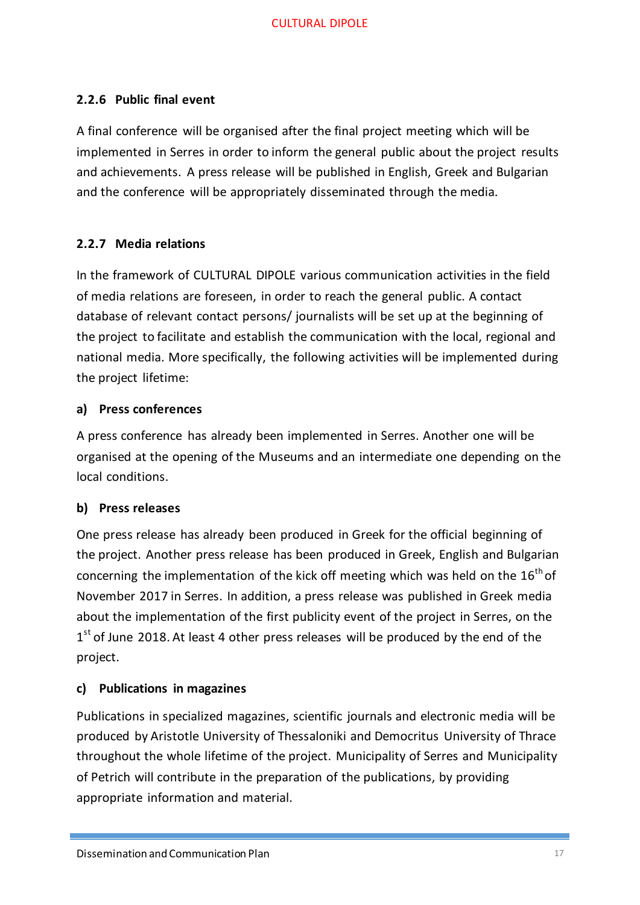### 2.2.6 Public final event

A final conference will be organised after the final project meeting which will be implemented in Serres in order to inform the general public about the project results and achievements. A press release will be published in English, Greek and Bulgarian and the conference will be appropriately disseminated through the media.

### 2.2.7 Media relations

In the framework of CULTURAL DIPOLE various communication activities in the field of media relations are foreseen, in order to reach the general public. A contact database of relevant contact persons/ journalists will be set up at the beginning of the project to facilitate and establish the communication with the local, regional and national media. More specifically, the following activities will be implemented during the project lifetime:

**a) Press conferences**

A press conference has already been implemented in Serres. Another one will be organised at the opening of the Museums and an intermediate one depending on the local conditions.

**b) Press releases**

One press release has already been produced in Greek for the official beginning of the project. Another press release has been produced in Greek, English and Bulgarian concerning the implementation of the kick off meeting which was held on the 16th of November 2017 in Serres. In addition, a press release was published in Greek media about the implementation of the first publicity event of the project in Serres, on the 1st of June 2018. At least 4 other press releases will be produced by the end of the project.

**c) Publications in magazines**

Publications in specialized magazines, scientific journals and electronic media will be produced by Aristotle University of Thessaloniki and Democritus University of Thrace throughout the whole lifetime of the project. Municipality of Serres and Municipality of Petrich will contribute in the preparation of the publications, by providing appropriate information and material.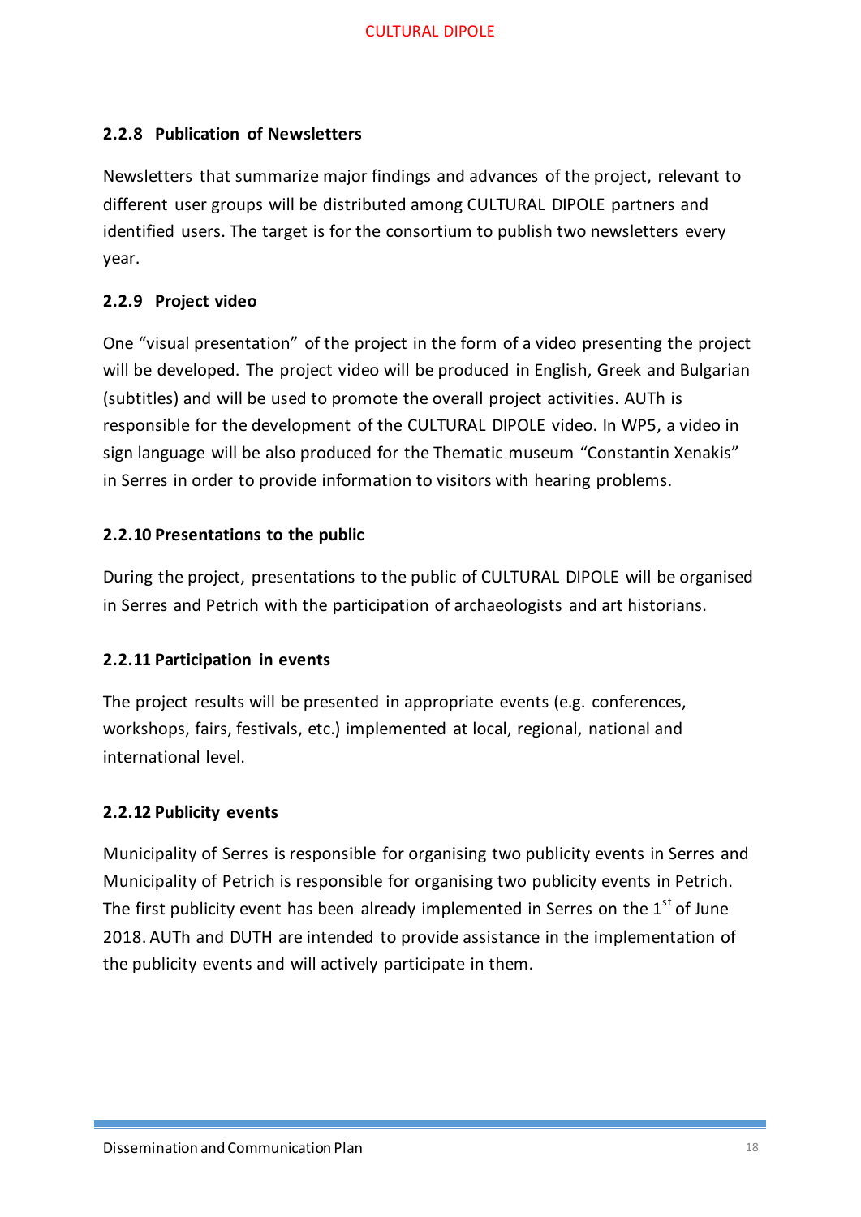### 2.2.8 Publication of Newsletters

Newsletters that summarize major findings and advances of the project, relevant to different user groups will be distributed among CULTURAL DIPOLE partners and identified users. The target is for the consortium to publish two newsletters every year.

### 2.2.9 Project video

One "visual presentation" of the project in the form of a video presenting the project will be developed. The project video will be produced in English, Greek and Bulgarian (subtitles) and will be used to promote the overall project activities. AUTh is responsible for the development of the CULTURAL DIPOLE video. In WP5, a video in sign language will be also produced for the Thematic museum "Constantin Xenakis" in Serres in order to provide information to visitors with hearing problems.

### 2.2.10 Presentations to the public

During the project, presentations to the public of CULTURAL DIPOLE will be organised in Serres and Petrich with the participation of archaeologists and art historians.

### 2.2.11 Participation in events

The project results will be presented in appropriate events (e.g. conferences, workshops, fairs, festivals, etc.) implemented at local, regional, national and international level.

### 2.2.12 Publicity events

Municipality of Serres is responsible for organising two publicity events in Serres and Municipality of Petrich is responsible for organising two publicity events in Petrich. The first publicity event has been already implemented in Serres on the 1st of June 2018. AUTh and DUTH are intended to provide assistance in the implementation of the publicity events and will actively participate in them.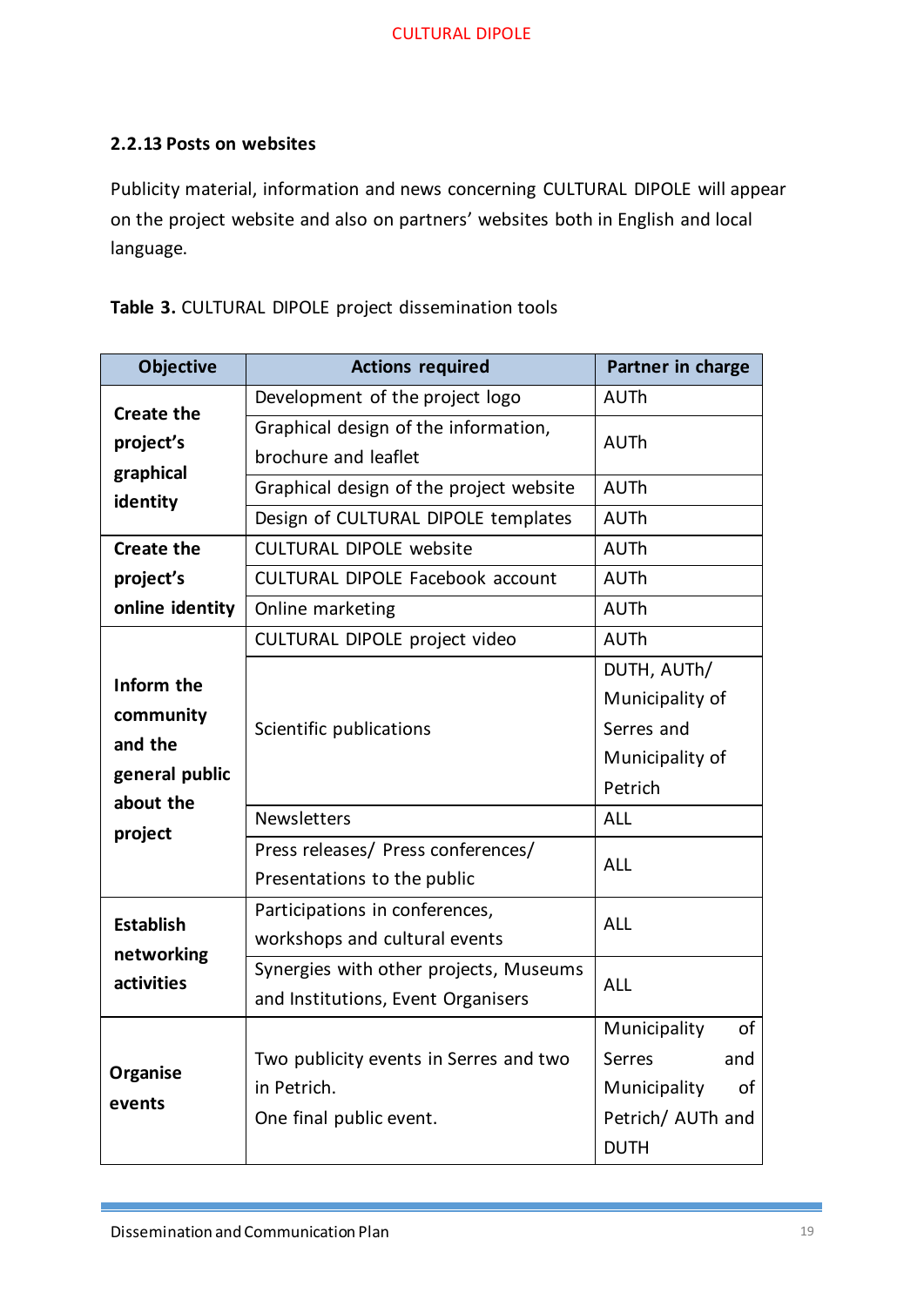### 2.2.13 Posts on websites

Publicity material, information and news concerning CULTURAL DIPOLE will appear on the project website and also on partners' websites both in English and local language.

**Table 3.** CULTURAL DIPOLE project dissemination tools

| Objective | Actions required | Partner in charge |
|---|---|---|
| **Create the project's graphical identity** | Development of the project logo | AUTh |
| | Graphical design of the information, brochure and leaflet | AUTh |
| | Graphical design of the project website | AUTh |
| | Design of CULTURAL DIPOLE templates | AUTh |
| **Create the project's online identity** | CULTURAL DIPOLE website | AUTh |
| | CULTURAL DIPOLE Facebook account | AUTh |
| | Online marketing | AUTh |
| **Inform the community and the general public about the project** | CULTURAL DIPOLE project video | AUTh |
| | Scientific publications | DUTH, AUTh/ Municipality of Serres and Municipality of Petrich |
| | Newsletters | ALL |
| | Press releases/ Press conferences/ Presentations to the public | ALL |
| **Establish networking activities** | Participations in conferences, workshops and cultural events | ALL |
| | Synergies with other projects, Museums and Institutions, Event Organisers | ALL |
| **Organise events** | Two publicity events in Serres and two in Petrich.<br>One final public event. | Municipality of Serres and Municipality of Petrich/ AUTh and DUTH |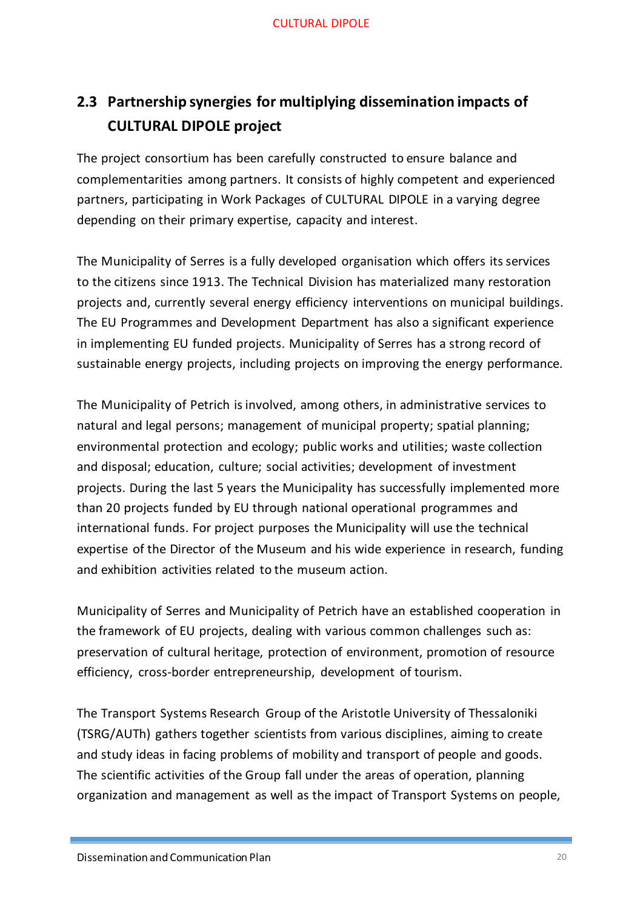## 2.3 Partnership synergies for multiplying dissemination impacts of CULTURAL DIPOLE project

The project consortium has been carefully constructed to ensure balance and complementarities among partners. It consists of highly competent and experienced partners, participating in Work Packages of CULTURAL DIPOLE in a varying degree depending on their primary expertise, capacity and interest.

The Municipality of Serres is a fully developed organisation which offers its services to the citizens since 1913. The Technical Division has materialized many restoration projects and, currently several energy efficiency interventions on municipal buildings. The EU Programmes and Development Department has also a significant experience in implementing EU funded projects. Municipality of Serres has a strong record of sustainable energy projects, including projects on improving the energy performance.

The Municipality of Petrich is involved, among others, in administrative services to natural and legal persons; management of municipal property; spatial planning; environmental protection and ecology; public works and utilities; waste collection and disposal; education, culture; social activities; development of investment projects. During the last 5 years the Municipality has successfully implemented more than 20 projects funded by EU through national operational programmes and international funds. For project purposes the Municipality will use the technical expertise of the Director of the Museum and his wide experience in research, funding and exhibition activities related to the museum action.

Municipality of Serres and Municipality of Petrich have an established cooperation in the framework of EU projects, dealing with various common challenges such as: preservation of cultural heritage, protection of environment, promotion of resource efficiency, cross-border entrepreneurship, development of tourism.

The Transport Systems Research Group of the Aristotle University of Thessaloniki (TSRG/AUTh) gathers together scientists from various disciplines, aiming to create and study ideas in facing problems of mobility and transport of people and goods. The scientific activities of the Group fall under the areas of operation, planning organization and management as well as the impact of Transport Systems on people,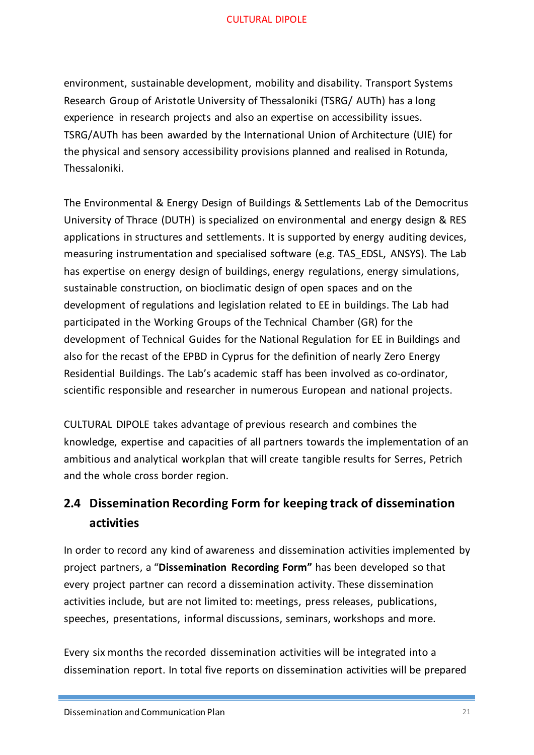environment, sustainable development, mobility and disability. Transport Systems Research Group of Aristotle University of Thessaloniki (TSRG/ AUTh) has a long experience in research projects and also an expertise on accessibility issues. TSRG/AUTh has been awarded by the International Union of Architecture (UIE) for the physical and sensory accessibility provisions planned and realised in Rotunda, Thessaloniki.

The Environmental & Energy Design of Buildings & Settlements Lab of the Democritus University of Thrace (DUTH) is specialized on environmental and energy design & RES applications in structures and settlements. It is supported by energy auditing devices, measuring instrumentation and specialised software (e.g. TAS_EDSL, ANSYS). The Lab has expertise on energy design of buildings, energy regulations, energy simulations, sustainable construction, on bioclimatic design of open spaces and on the development of regulations and legislation related to EE in buildings. The Lab had participated in the Working Groups of the Technical Chamber (GR) for the development of Technical Guides for the National Regulation for EE in Buildings and also for the recast of the EPBD in Cyprus for the definition of nearly Zero Energy Residential Buildings. The Lab's academic staff has been involved as co-ordinator, scientific responsible and researcher in numerous European and national projects.

CULTURAL DIPOLE takes advantage of previous research and combines the knowledge, expertise and capacities of all partners towards the implementation of an ambitious and analytical workplan that will create tangible results for Serres, Petrich and the whole cross border region.

## 2.4 Dissemination Recording Form for keeping track of dissemination activities

In order to record any kind of awareness and dissemination activities implemented by project partners, a "**Dissemination Recording Form"** has been developed so that every project partner can record a dissemination activity. These dissemination activities include, but are not limited to: meetings, press releases, publications, speeches, presentations, informal discussions, seminars, workshops and more.

Every six months the recorded dissemination activities will be integrated into a dissemination report. In total five reports on dissemination activities will be prepared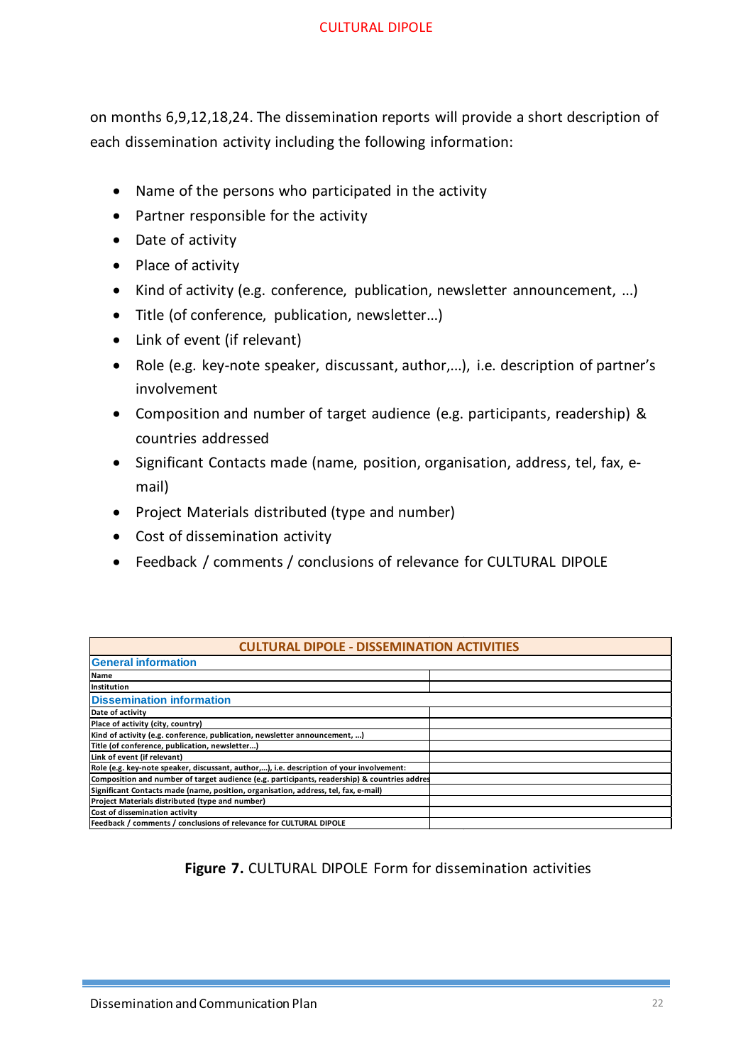on months 6,9,12,18,24. The dissemination reports will provide a short description of each dissemination activity including the following information:

- Name of the persons who participated in the activity
- Partner responsible for the activity
- Date of activity
- Place of activity
- Kind of activity (e.g. conference, publication, newsletter announcement, ...)
- Title (of conference, publication, newsletter...)
- Link of event (if relevant)
- Role (e.g. key-note speaker, discussant, author,...), i.e. description of partner's involvement
- Composition and number of target audience (e.g. participants, readership) & countries addressed
- Significant Contacts made (name, position, organisation, address, tel, fax, e-mail)
- Project Materials distributed (type and number)
- Cost of dissemination activity
- Feedback / comments / conclusions of relevance for CULTURAL DIPOLE

| CULTURAL DIPOLE - DISSEMINATION ACTIVITIES | |
|---|---|
| **General information** | |
| Name | |
| Institution | |
| **Dissemination information** | |
| Date of activity | |
| Place of activity (city, country) | |
| Kind of activity (e.g. conference, publication, newsletter announcement, ...) | |
| Title (of conference, publication, newsletter...) | |
| Link of event (if relevant) | |
| Role (e.g. key-note speaker, discussant, author,...), i.e. description of your involvement: | |
| Composition and number of target audience (e.g. participants, readership) & countries addres | |
| Significant Contacts made (name, position, organisation, address, tel, fax, e-mail) | |
| Project Materials distributed (type and number) | |
| Cost of dissemination activity | |
| Feedback / comments / conclusions of relevance for CULTURAL DIPOLE | |

**Figure 7.** CULTURAL DIPOLE Form for dissemination activities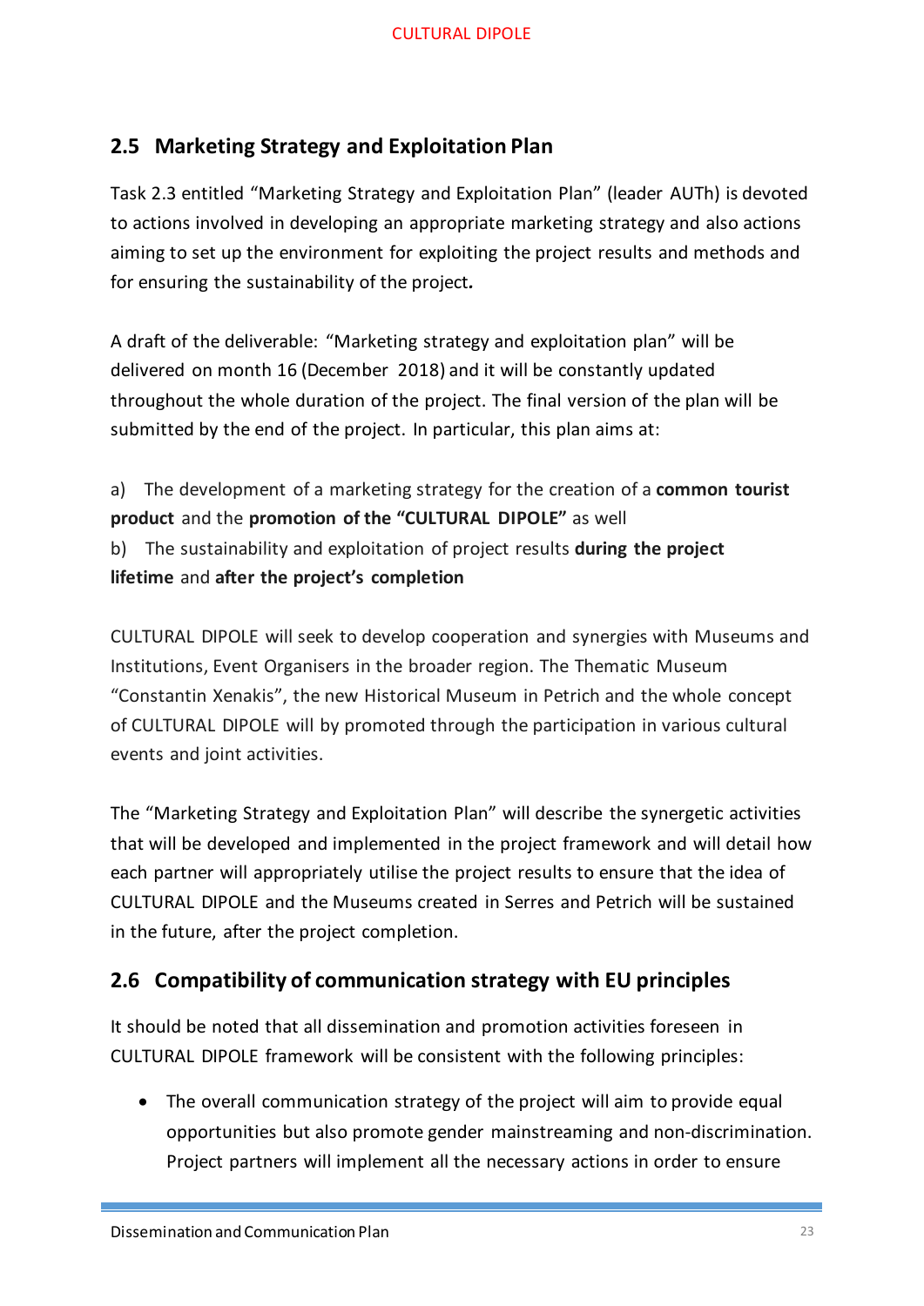## 2.5 Marketing Strategy and Exploitation Plan

Task 2.3 entitled "Marketing Strategy and Exploitation Plan" (leader AUTh) is devoted to actions involved in developing an appropriate marketing strategy and also actions aiming to set up the environment for exploiting the project results and methods and for ensuring the sustainability of the project*.*

A draft of the deliverable: "Marketing strategy and exploitation plan" will be delivered on month 16 (December 2018) and it will be constantly updated throughout the whole duration of the project. The final version of the plan will be submitted by the end of the project. In particular, this plan aims at:

a) The development of a marketing strategy for the creation of a **common tourist product** and the **promotion of the "CULTURAL DIPOLE"** as well

b) The sustainability and exploitation of project results **during the project lifetime** and **after the project's completion**

CULTURAL DIPOLE will seek to develop cooperation and synergies with Museums and Institutions, Event Organisers in the broader region. The Thematic Museum "Constantin Xenakis", the new Historical Museum in Petrich and the whole concept of CULTURAL DIPOLE will by promoted through the participation in various cultural events and joint activities.

The "Marketing Strategy and Exploitation Plan" will describe the synergetic activities that will be developed and implemented in the project framework and will detail how each partner will appropriately utilise the project results to ensure that the idea of CULTURAL DIPOLE and the Museums created in Serres and Petrich will be sustained in the future, after the project completion.

## 2.6 Compatibility of communication strategy with EU principles

It should be noted that all dissemination and promotion activities foreseen in CULTURAL DIPOLE framework will be consistent with the following principles:

- The overall communication strategy of the project will aim to provide equal opportunities but also promote gender mainstreaming and non-discrimination. Project partners will implement all the necessary actions in order to ensure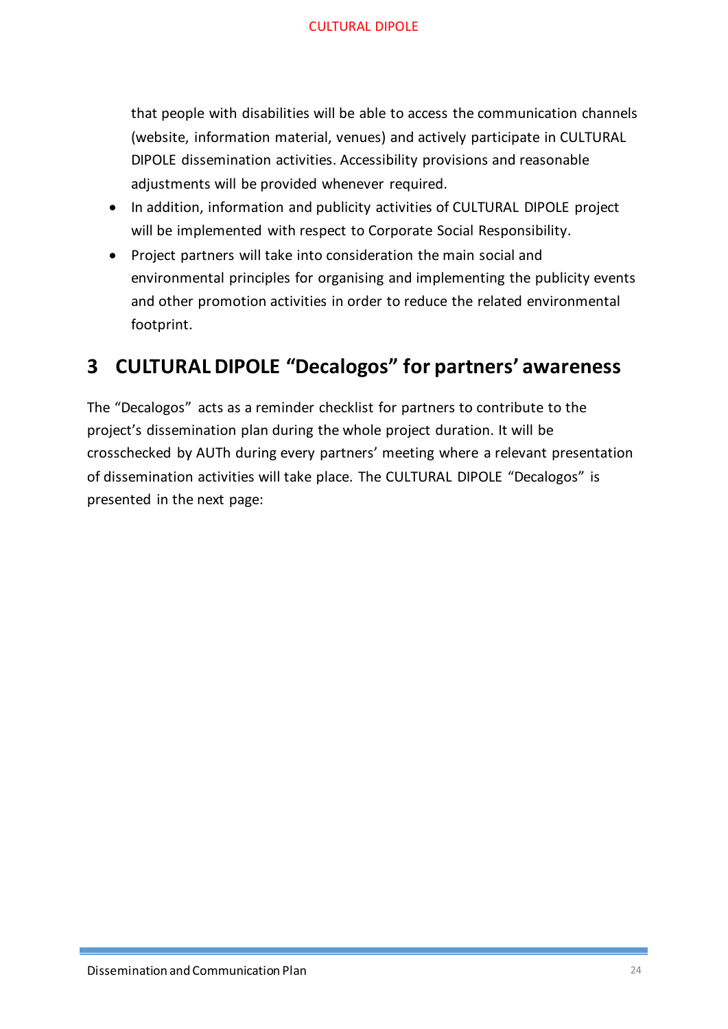that people with disabilities will be able to access the communication channels (website, information material, venues) and actively participate in CULTURAL DIPOLE dissemination activities. Accessibility provisions and reasonable adjustments will be provided whenever required.

- In addition, information and publicity activities of CULTURAL DIPOLE project will be implemented with respect to Corporate Social Responsibility.
- Project partners will take into consideration the main social and environmental principles for organising and implementing the publicity events and other promotion activities in order to reduce the related environmental footprint.

# 3 CULTURAL DIPOLE "Decalogos" for partners' awareness

The "Decalogos" acts as a reminder checklist for partners to contribute to the project's dissemination plan during the whole project duration. It will be crosschecked by AUTh during every partners' meeting where a relevant presentation of dissemination activities will take place. The CULTURAL DIPOLE "Decalogos" is presented in the next page: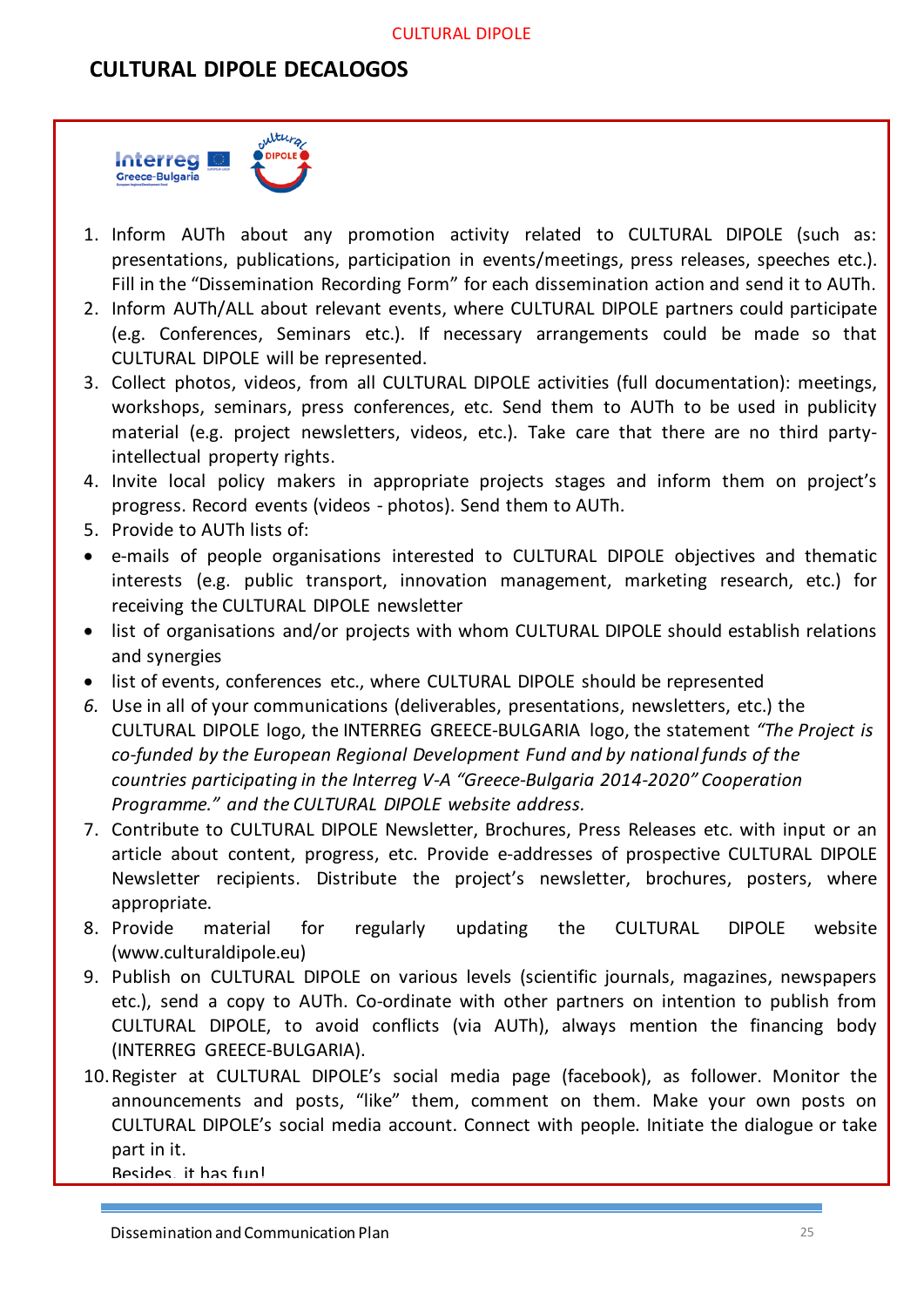## CULTURAL DIPOLE DECALOGOS

1. Inform AUTh about any promotion activity related to CULTURAL DIPOLE (such as: presentations, publications, participation in events/meetings, press releases, speeches etc.). Fill in the "Dissemination Recording Form" for each dissemination action and send it to AUTh.
2. Inform AUTh/ALL about relevant events, where CULTURAL DIPOLE partners could participate (e.g. Conferences, Seminars etc.). If necessary arrangements could be made so that CULTURAL DIPOLE will be represented.
3. Collect photos, videos, from all CULTURAL DIPOLE activities (full documentation): meetings, workshops, seminars, press conferences, etc. Send them to AUTh to be used in publicity material (e.g. project newsletters, videos, etc.). Take care that there are no third party-intellectual property rights.
4. Invite local policy makers in appropriate projects stages and inform them on project's progress. Record events (videos - photos). Send them to AUTh.
5. Provide to AUTh lists of:

- e-mails of people organisations interested to CULTURAL DIPOLE objectives and thematic interests (e.g. public transport, innovation management, marketing research, etc.) for receiving the CULTURAL DIPOLE newsletter
- list of organisations and/or projects with whom CULTURAL DIPOLE should establish relations and synergies
- list of events, conferences etc., where CULTURAL DIPOLE should be represented

6. Use in all of your communications (deliverables, presentations, newsletters, etc.) the CULTURAL DIPOLE logo, the INTERREG GREECE-BULGARIA logo, the statement *"The Project is co-funded by the European Regional Development Fund and by national funds of the countries participating in the Interreg V-A "Greece-Bulgaria 2014-2020" Cooperation Programme." and the CULTURAL DIPOLE website address.*
7. Contribute to CULTURAL DIPOLE Newsletter, Brochures, Press Releases etc. with input or an article about content, progress, etc. Provide e-addresses of prospective CULTURAL DIPOLE Newsletter recipients. Distribute the project's newsletter, brochures, posters, where appropriate.
8. Provide material for regularly updating the CULTURAL DIPOLE website (www.culturaldipole.eu)
9. Publish on CULTURAL DIPOLE on various levels (scientific journals, magazines, newspapers etc.), send a copy to AUTh. Co-ordinate with other partners on intention to publish from CULTURAL DIPOLE, to avoid conflicts (via AUTh), always mention the financing body (INTERREG GREECE-BULGARIA).
10. Register at CULTURAL DIPOLE's social media page (facebook), as follower. Monitor the announcements and posts, "like" them, comment on them. Make your own posts on CULTURAL DIPOLE's social media account. Connect with people. Initiate the dialogue or take part in it.
    Besides, it has fun!